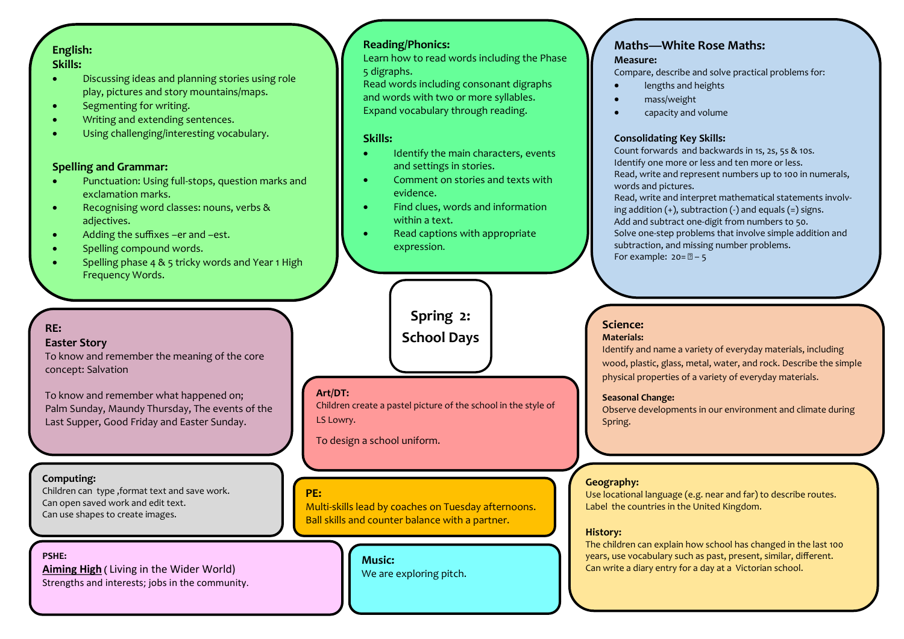# Spring 2: School Days

## English:

**Skills:**

- Discussing ideas and planning stories using role play, pictures and story mountains/maps.
- Segmenting for writing.
- Writing and extending sentences.
- Using challenging/interesting vocabulary.

**Spelling and Grammar:**

- Punctuation: Using full-stops, question marks and exclamation marks.
- Recognising word classes: nouns, verbs & adjectives.
- Adding the suffixes –er and –est.
- Spelling compound words.
- Spelling phase 4 & 5 tricky words and Year 1 High Frequency Words.

## Reading/Phonics:

Learn how to read words including the Phase 5 digraphs.
Read words including consonant digraphs and words with two or more syllables.
Expand vocabulary through reading.

**Skills:**

- Identify the main characters, events and settings in stories.
- Comment on stories and texts with evidence.
- Find clues, words and information within a text.
- Read captions with appropriate expression.

## Maths—White Rose Maths:

**Measure:**

Compare, describe and solve practical problems for:

- lengths and heights
- mass/weight
- capacity and volume

**Consolidating Key Skills:**

Count forwards and backwards in 1s, 2s, 5s & 10s.
Identify one more or less and ten more or less.
Read, write and represent numbers up to 100 in numerals, words and pictures.
Read, write and interpret mathematical statements involving addition (+), subtraction (-) and equals (=) signs.
Add and subtract one-digit from numbers to 50.
Solve one-step problems that involve simple addition and subtraction, and missing number problems.
For example: 20= ☐ – 5

## RE:

**Easter Story**

To know and remember the meaning of the core concept: Salvation

To know and remember what happened on;
Palm Sunday, Maundy Thursday, The events of the Last Supper, Good Friday and Easter Sunday.

## Art/DT:

Children create a pastel picture of the school in the style of LS Lowry.

To design a school uniform.

## Science:

**Materials:**

Identify and name a variety of everyday materials, including wood, plastic, glass, metal, water, and rock. Describe the simple physical properties of a variety of everyday materials.

**Seasonal Change:**

Observe developments in our environment and climate during Spring.

## Computing:

Children can type ,format text and save work.
Can open saved work and edit text.
Can use shapes to create images.

## PE:

Multi-skills lead by coaches on Tuesday afternoons.
Ball skills and counter balance with a partner.

## Geography:

Use locational language (e.g. near and far) to describe routes.
Label the countries in the United Kingdom.

## History:

The children can explain how school has changed in the last 100 years, use vocabulary such as past, present, similar, different.
Can write a diary entry for a day at a Victorian school.

## PSHE:

**Aiming High** ( Living in the Wider World)
Strengths and interests; jobs in the community.

## Music:

We are exploring pitch.